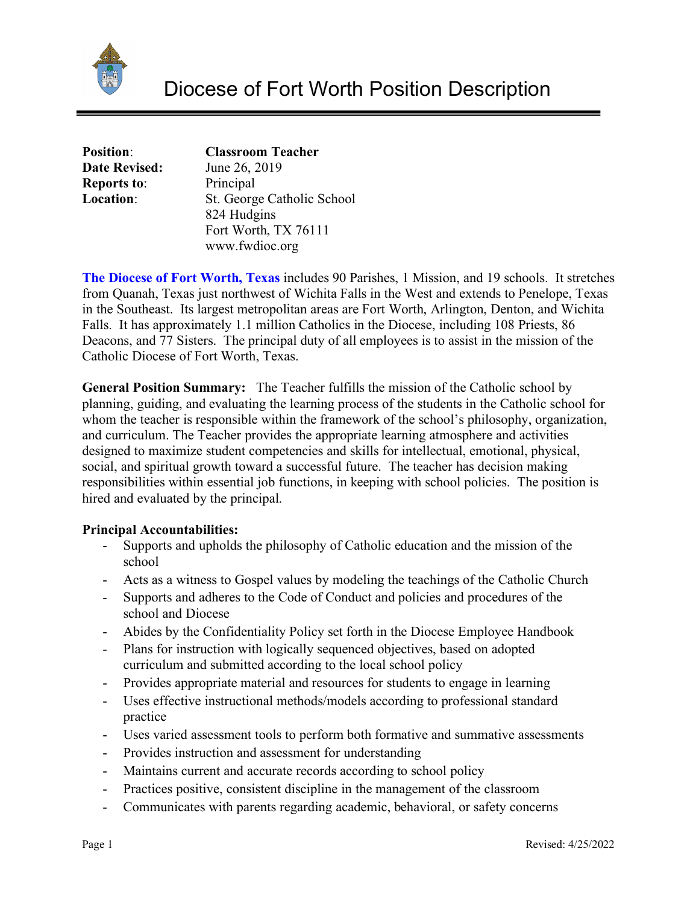# Diocese of Fort Worth Position Description

**Position**: **Classroom Teacher**
**Date Revised:** June 26, 2019
**Reports to**: Principal
**Location**: St. George Catholic School
824 Hudgins
Fort Worth, TX 76111
www.fwdioc.org

**The Diocese of Fort Worth, Texas** includes 90 Parishes, 1 Mission, and 19 schools. It stretches from Quanah, Texas just northwest of Wichita Falls in the West and extends to Penelope, Texas in the Southeast. Its largest metropolitan areas are Fort Worth, Arlington, Denton, and Wichita Falls. It has approximately 1.1 million Catholics in the Diocese, including 108 Priests, 86 Deacons, and 77 Sisters. The principal duty of all employees is to assist in the mission of the Catholic Diocese of Fort Worth, Texas.

**General Position Summary:** The Teacher fulfills the mission of the Catholic school by planning, guiding, and evaluating the learning process of the students in the Catholic school for whom the teacher is responsible within the framework of the school's philosophy, organization, and curriculum. The Teacher provides the appropriate learning atmosphere and activities designed to maximize student competencies and skills for intellectual, emotional, physical, social, and spiritual growth toward a successful future. The teacher has decision making responsibilities within essential job functions, in keeping with school policies. The position is hired and evaluated by the principal.

**Principal Accountabilities:**

- Supports and upholds the philosophy of Catholic education and the mission of the school
- Acts as a witness to Gospel values by modeling the teachings of the Catholic Church
- Supports and adheres to the Code of Conduct and policies and procedures of the school and Diocese
- Abides by the Confidentiality Policy set forth in the Diocese Employee Handbook
- Plans for instruction with logically sequenced objectives, based on adopted curriculum and submitted according to the local school policy
- Provides appropriate material and resources for students to engage in learning
- Uses effective instructional methods/models according to professional standard practice
- Uses varied assessment tools to perform both formative and summative assessments
- Provides instruction and assessment for understanding
- Maintains current and accurate records according to school policy
- Practices positive, consistent discipline in the management of the classroom
- Communicates with parents regarding academic, behavioral, or safety concerns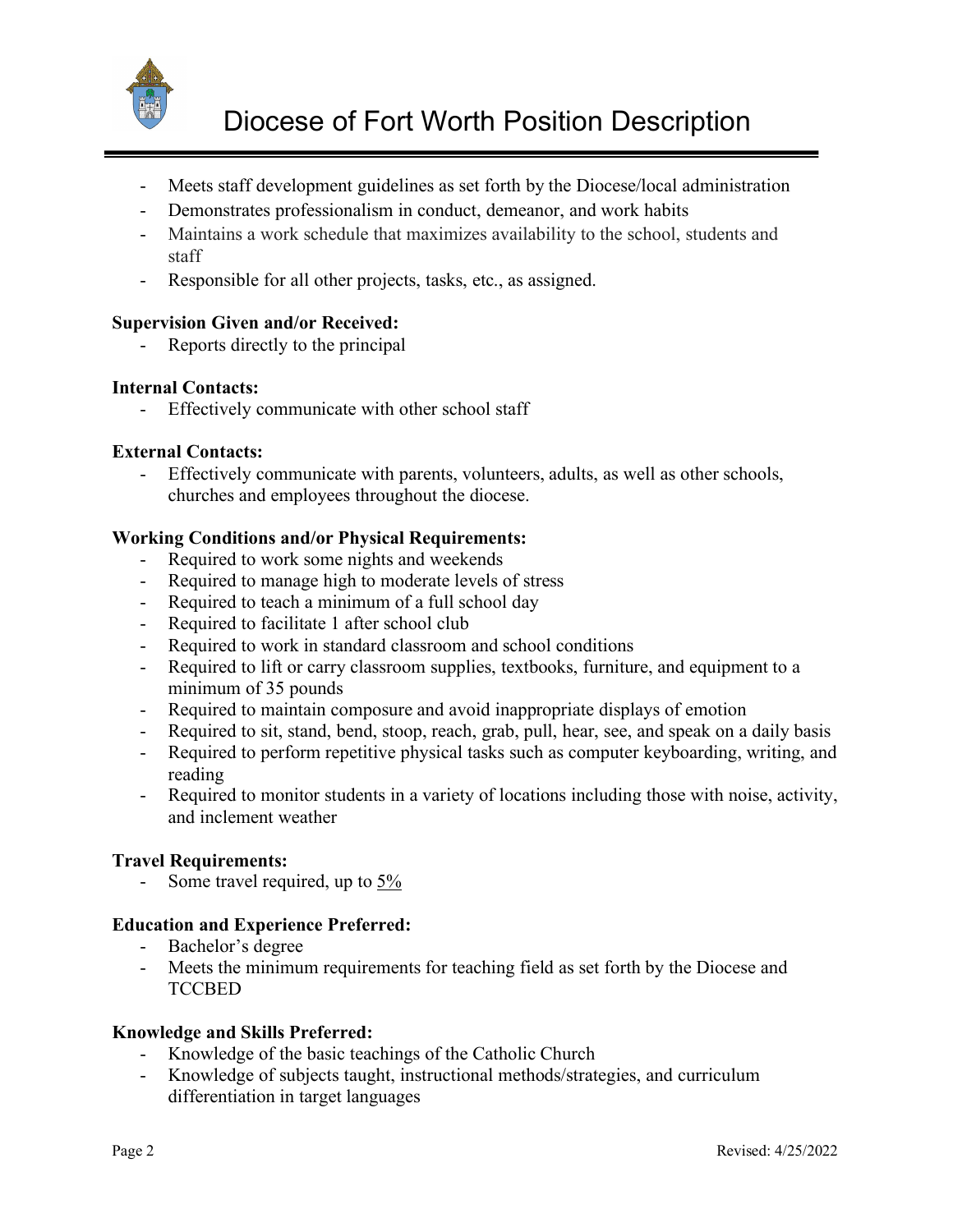- Meets staff development guidelines as set forth by the Diocese/local administration
- Demonstrates professionalism in conduct, demeanor, and work habits
- Maintains a work schedule that maximizes availability to the school, students and staff
- Responsible for all other projects, tasks, etc., as assigned.

**Supervision Given and/or Received:**

- Reports directly to the principal

**Internal Contacts:**

- Effectively communicate with other school staff

**External Contacts:**

- Effectively communicate with parents, volunteers, adults, as well as other schools, churches and employees throughout the diocese.

**Working Conditions and/or Physical Requirements:**

- Required to work some nights and weekends
- Required to manage high to moderate levels of stress
- Required to teach a minimum of a full school day
- Required to facilitate 1 after school club
- Required to work in standard classroom and school conditions
- Required to lift or carry classroom supplies, textbooks, furniture, and equipment to a minimum of 35 pounds
- Required to maintain composure and avoid inappropriate displays of emotion
- Required to sit, stand, bend, stoop, reach, grab, pull, hear, see, and speak on a daily basis
- Required to perform repetitive physical tasks such as computer keyboarding, writing, and reading
- Required to monitor students in a variety of locations including those with noise, activity, and inclement weather

**Travel Requirements:**

- Some travel required, up to 5%

**Education and Experience Preferred:**

- Bachelor's degree
- Meets the minimum requirements for teaching field as set forth by the Diocese and TCCBED

**Knowledge and Skills Preferred:**

- Knowledge of the basic teachings of the Catholic Church
- Knowledge of subjects taught, instructional methods/strategies, and curriculum differentiation in target languages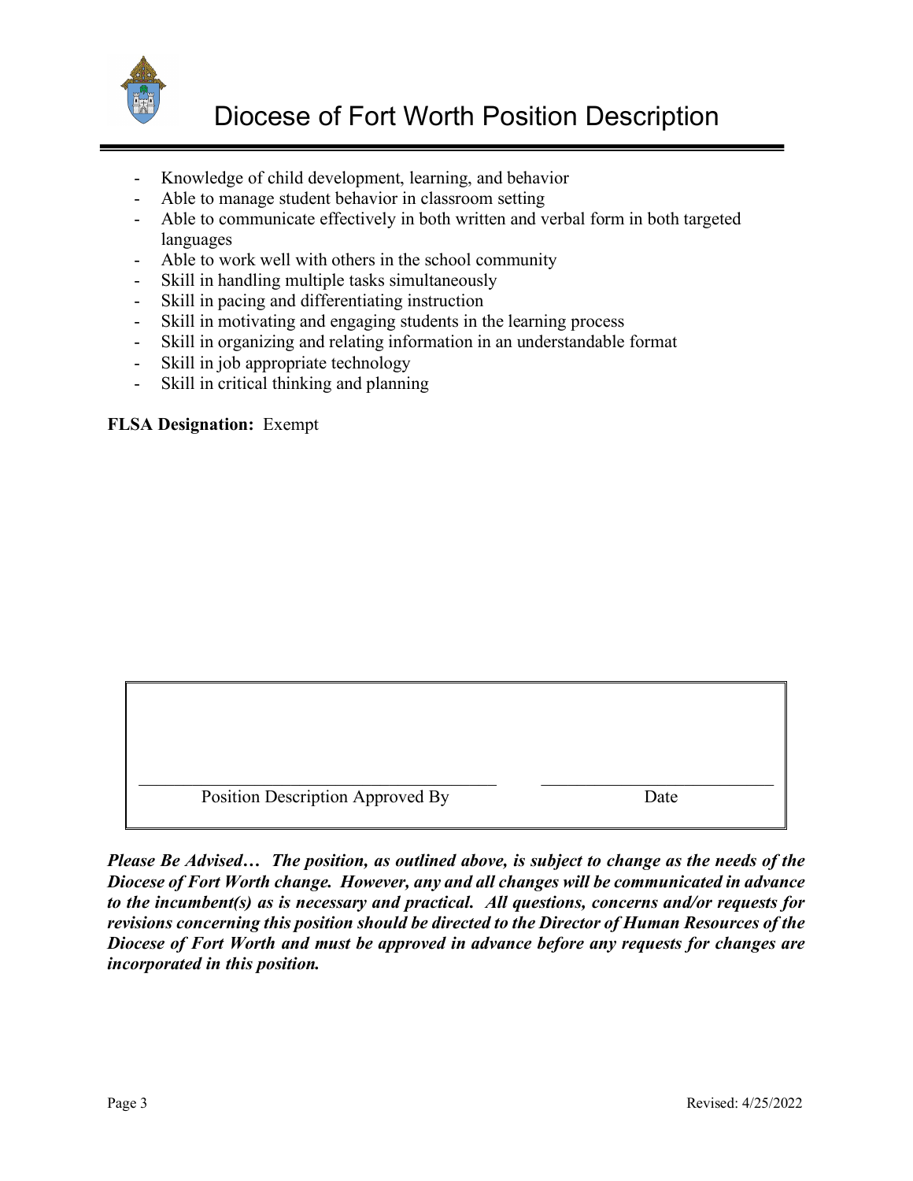- Knowledge of child development, learning, and behavior
- Able to manage student behavior in classroom setting
- Able to communicate effectively in both written and verbal form in both targeted languages
- Able to work well with others in the school community
- Skill in handling multiple tasks simultaneously
- Skill in pacing and differentiating instruction
- Skill in motivating and engaging students in the learning process
- Skill in organizing and relating information in an understandable format
- Skill in job appropriate technology
- Skill in critical thinking and planning

**FLSA Designation:** Exempt

| | |
|---|---|
| ______________________________ | ____________________ |
| Position Description Approved By | Date |

***Please Be Advised… The position, as outlined above, is subject to change as the needs of the Diocese of Fort Worth change. However, any and all changes will be communicated in advance to the incumbent(s) as is necessary and practical. All questions, concerns and/or requests for revisions concerning this position should be directed to the Director of Human Resources of the Diocese of Fort Worth and must be approved in advance before any requests for changes are incorporated in this position.***

Revised: 4/25/2022